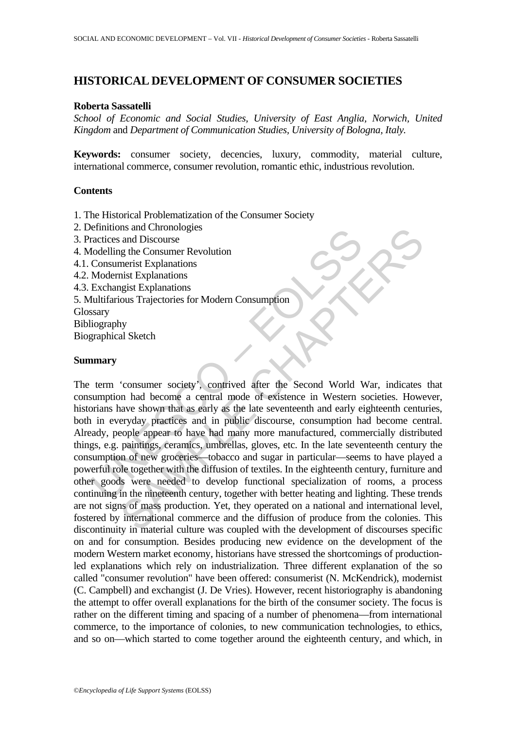# HISTORICAL DEVELOPMENT OF CONSUMER SOCIETIES

**Roberta Sassatelli**

*School of Economic and Social Studies, University of East Anglia, Norwich, United Kingdom* and *Department of Communication Studies, University of Bologna, Italy.*

**Keywords:** consumer society, decencies, luxury, commodity, material culture, international commerce, consumer revolution, romantic ethic, industrious revolution.

## Contents

1. The Historical Problematization of the Consumer Society
2. Definitions and Chronologies
3. Practices and Discourse
4. Modelling the Consumer Revolution
4.1. Consumerist Explanations
4.2. Modernist Explanations
4.3. Exchangist Explanations
5. Multifarious Trajectories for Modern Consumption

Glossary
Bibliography
Biographical Sketch

## Summary

The term 'consumer society', contrived after the Second World War, indicates that consumption had become a central mode of existence in Western societies. However, historians have shown that as early as the late seventeenth and early eighteenth centuries, both in everyday practices and in public discourse, consumption had become central. Already, people appear to have had many more manufactured, commercially distributed things, e.g. paintings, ceramics, umbrellas, gloves, etc. In the late seventeenth century the consumption of new groceries—tobacco and sugar in particular—seems to have played a powerful role together with the diffusion of textiles. In the eighteenth century, furniture and other goods were needed to develop functional specialization of rooms, a process continuing in the nineteenth century, together with better heating and lighting. These trends are not signs of mass production. Yet, they operated on a national and international level, fostered by international commerce and the diffusion of produce from the colonies. This discontinuity in material culture was coupled with the development of discourses specific on and for consumption. Besides producing new evidence on the development of the modern Western market economy, historians have stressed the shortcomings of production-led explanations which rely on industrialization. Three different explanation of the so called "consumer revolution" have been offered: consumerist (N. McKendrick), modernist (C. Campbell) and exchangist (J. De Vries). However, recent historiography is abandoning the attempt to offer overall explanations for the birth of the consumer society. The focus is rather on the different timing and spacing of a number of phenomena—from international commerce, to the importance of colonies, to new communication technologies, to ethics, and so on—which started to come together around the eighteenth century, and which, in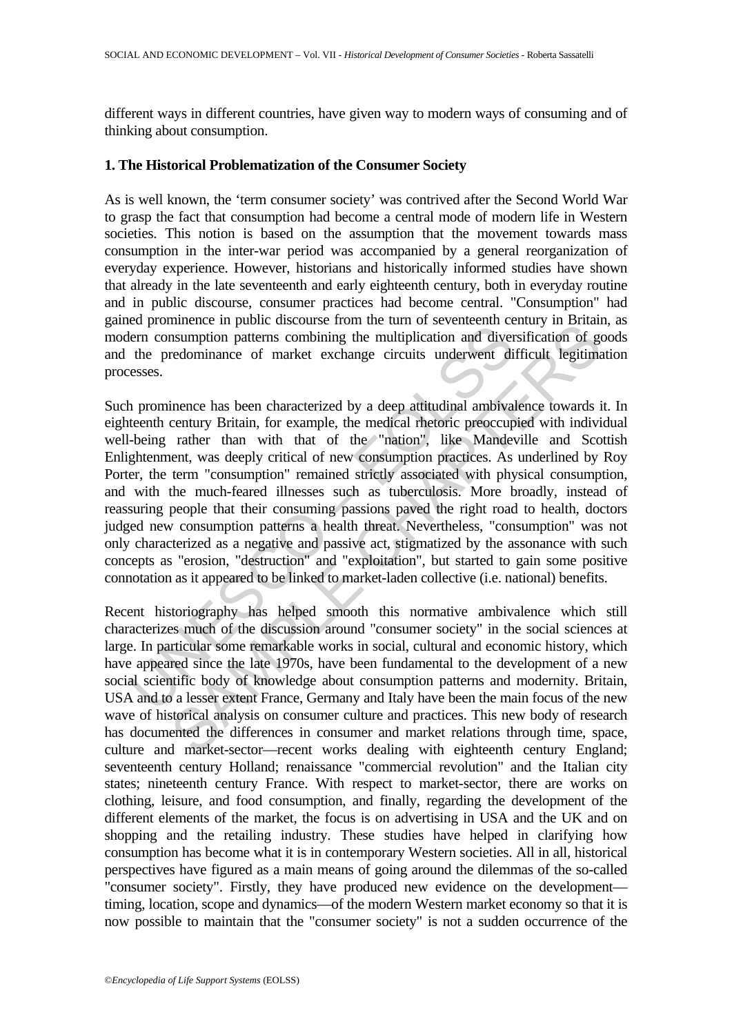different ways in different countries, have given way to modern ways of consuming and of thinking about consumption.

## 1. The Historical Problematization of the Consumer Society

As is well known, the 'term consumer society' was contrived after the Second World War to grasp the fact that consumption had become a central mode of modern life in Western societies. This notion is based on the assumption that the movement towards mass consumption in the inter-war period was accompanied by a general reorganization of everyday experience. However, historians and historically informed studies have shown that already in the late seventeenth and early eighteenth century, both in everyday routine and in public discourse, consumer practices had become central. "Consumption" had gained prominence in public discourse from the turn of seventeenth century in Britain, as modern consumption patterns combining the multiplication and diversification of goods and the predominance of market exchange circuits underwent difficult legitimation processes.

Such prominence has been characterized by a deep attitudinal ambivalence towards it. In eighteenth century Britain, for example, the medical rhetoric preoccupied with individual well-being rather than with that of the "nation", like Mandeville and Scottish Enlightenment, was deeply critical of new consumption practices. As underlined by Roy Porter, the term "consumption" remained strictly associated with physical consumption, and with the much-feared illnesses such as tuberculosis. More broadly, instead of reassuring people that their consuming passions paved the right road to health, doctors judged new consumption patterns a health threat. Nevertheless, "consumption" was not only characterized as a negative and passive act, stigmatized by the assonance with such concepts as "erosion, "destruction" and "exploitation", but started to gain some positive connotation as it appeared to be linked to market-laden collective (i.e. national) benefits.

Recent historiography has helped smooth this normative ambivalence which still characterizes much of the discussion around "consumer society" in the social sciences at large. In particular some remarkable works in social, cultural and economic history, which have appeared since the late 1970s, have been fundamental to the development of a new social scientific body of knowledge about consumption patterns and modernity. Britain, USA and to a lesser extent France, Germany and Italy have been the main focus of the new wave of historical analysis on consumer culture and practices. This new body of research has documented the differences in consumer and market relations through time, space, culture and market-sector—recent works dealing with eighteenth century England; seventeenth century Holland; renaissance "commercial revolution" and the Italian city states; nineteenth century France. With respect to market-sector, there are works on clothing, leisure, and food consumption, and finally, regarding the development of the different elements of the market, the focus is on advertising in USA and the UK and on shopping and the retailing industry. These studies have helped in clarifying how consumption has become what it is in contemporary Western societies. All in all, historical perspectives have figured as a main means of going around the dilemmas of the so-called "consumer society". Firstly, they have produced new evidence on the development—timing, location, scope and dynamics—of the modern Western market economy so that it is now possible to maintain that the "consumer society" is not a sudden occurrence of the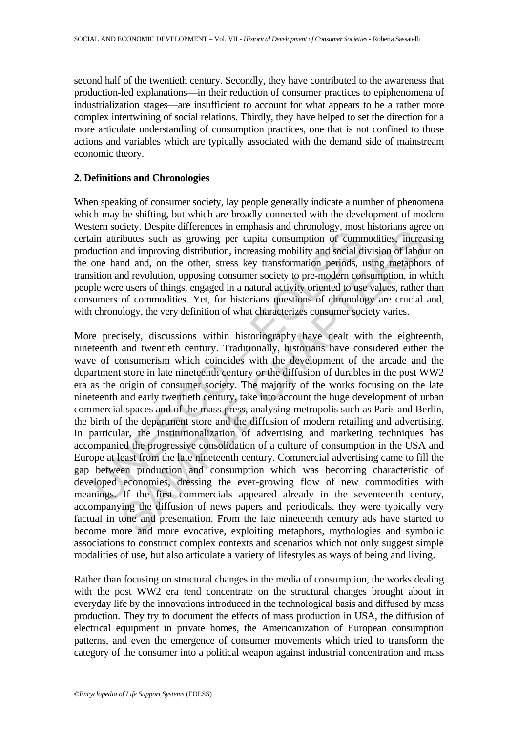second half of the twentieth century. Secondly, they have contributed to the awareness that production-led explanations—in their reduction of consumer practices to epiphenomena of industrialization stages—are insufficient to account for what appears to be a rather more complex intertwining of social relations. Thirdly, they have helped to set the direction for a more articulate understanding of consumption practices, one that is not confined to those actions and variables which are typically associated with the demand side of mainstream economic theory.

## 2. Definitions and Chronologies

When speaking of consumer society, lay people generally indicate a number of phenomena which may be shifting, but which are broadly connected with the development of modern Western society. Despite differences in emphasis and chronology, most historians agree on certain attributes such as growing per capita consumption of commodities, increasing production and improving distribution, increasing mobility and social division of labour on the one hand and, on the other, stress key transformation periods, using metaphors of transition and revolution, opposing consumer society to pre-modern consumption, in which people were users of things, engaged in a natural activity oriented to use values, rather than consumers of commodities. Yet, for historians questions of chronology are crucial and, with chronology, the very definition of what characterizes consumer society varies.

More precisely, discussions within historiography have dealt with the eighteenth, nineteenth and twentieth century. Traditionally, historians have considered either the wave of consumerism which coincides with the development of the arcade and the department store in late nineteenth century or the diffusion of durables in the post WW2 era as the origin of consumer society. The majority of the works focusing on the late nineteenth and early twentieth century, take into account the huge development of urban commercial spaces and of the mass press, analysing metropolis such as Paris and Berlin, the birth of the department store and the diffusion of modern retailing and advertising. In particular, the institutionalization of advertising and marketing techniques has accompanied the progressive consolidation of a culture of consumption in the USA and Europe at least from the late nineteenth century. Commercial advertising came to fill the gap between production and consumption which was becoming characteristic of developed economies, dressing the ever-growing flow of new commodities with meanings. If the first commercials appeared already in the seventeenth century, accompanying the diffusion of news papers and periodicals, they were typically very factual in tone and presentation. From the late nineteenth century ads have started to become more and more evocative, exploiting metaphors, mythologies and symbolic associations to construct complex contexts and scenarios which not only suggest simple modalities of use, but also articulate a variety of lifestyles as ways of being and living.

Rather than focusing on structural changes in the media of consumption, the works dealing with the post WW2 era tend concentrate on the structural changes brought about in everyday life by the innovations introduced in the technological basis and diffused by mass production. They try to document the effects of mass production in USA, the diffusion of electrical equipment in private homes, the Americanization of European consumption patterns, and even the emergence of consumer movements which tried to transform the category of the consumer into a political weapon against industrial concentration and mass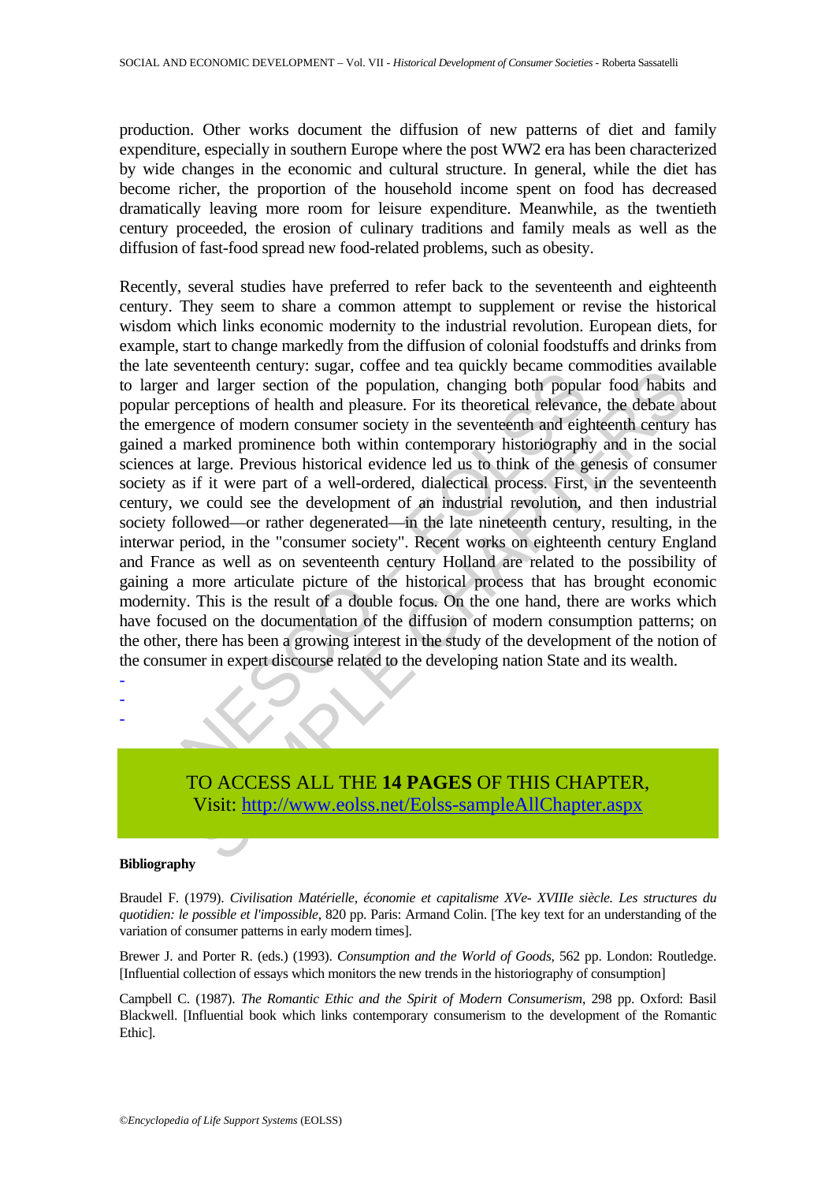production. Other works document the diffusion of new patterns of diet and family expenditure, especially in southern Europe where the post WW2 era has been characterized by wide changes in the economic and cultural structure. In general, while the diet has become richer, the proportion of the household income spent on food has decreased dramatically leaving more room for leisure expenditure. Meanwhile, as the twentieth century proceeded, the erosion of culinary traditions and family meals as well as the diffusion of fast-food spread new food-related problems, such as obesity.

Recently, several studies have preferred to refer back to the seventeenth and eighteenth century. They seem to share a common attempt to supplement or revise the historical wisdom which links economic modernity to the industrial revolution. European diets, for example, start to change markedly from the diffusion of colonial foodstuffs and drinks from the late seventeenth century: sugar, coffee and tea quickly became commodities available to larger and larger section of the population, changing both popular food habits and popular perceptions of health and pleasure. For its theoretical relevance, the debate about the emergence of modern consumer society in the seventeenth and eighteenth century has gained a marked prominence both within contemporary historiography and in the social sciences at large. Previous historical evidence led us to think of the genesis of consumer society as if it were part of a well-ordered, dialectical process. First, in the seventeenth century, we could see the development of an industrial revolution, and then industrial society followed—or rather degenerated—in the late nineteenth century, resulting, in the interwar period, in the "consumer society". Recent works on eighteenth century England and France as well as on seventeenth century Holland are related to the possibility of gaining a more articulate picture of the historical process that has brought economic modernity. This is the result of a double focus. On the one hand, there are works which have focused on the documentation of the diffusion of modern consumption patterns; on the other, there has been a growing interest in the study of the development of the notion of the consumer in expert discourse related to the developing nation State and its wealth.

-
-
-

TO ACCESS ALL THE **14 PAGES** OF THIS CHAPTER,
Visit: http://www.eolss.net/Eolss-sampleAllChapter.aspx

**Bibliography**

Braudel F. (1979). *Civilisation Matérielle, économie et capitalisme XVe- XVIIIe siècle. Les structures du quotidien: le possible et l'impossible*, 820 pp. Paris: Armand Colin. [The key text for an understanding of the variation of consumer patterns in early modern times].

Brewer J. and Porter R. (eds.) (1993). *Consumption and the World of Goods*, 562 pp. London: Routledge. [Influential collection of essays which monitors the new trends in the historiography of consumption]

Campbell C. (1987). *The Romantic Ethic and the Spirit of Modern Consumerism*, 298 pp. Oxford: Basil Blackwell. [Influential book which links contemporary consumerism to the development of the Romantic Ethic].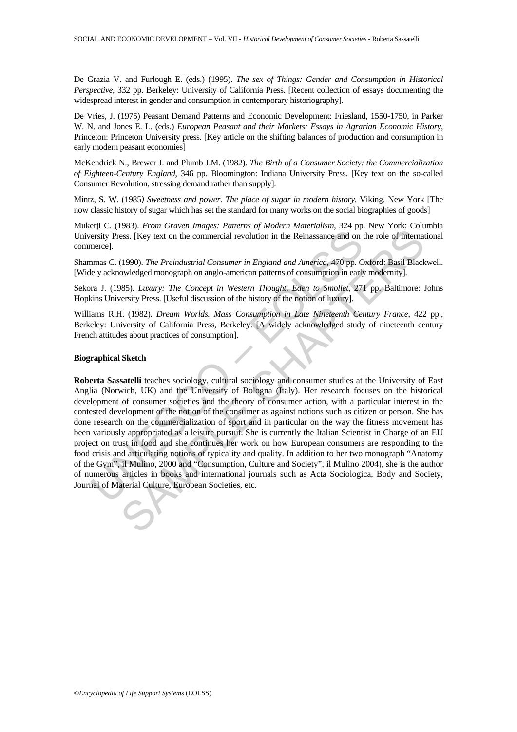De Grazia V. and Furlough E. (eds.) (1995). *The sex of Things: Gender and Consumption in Historical Perspective*, 332 pp. Berkeley: University of California Press. [Recent collection of essays documenting the widespread interest in gender and consumption in contemporary historiography].

De Vries, J. (1975) Peasant Demand Patterns and Economic Development: Friesland, 1550-1750, in Parker W. N. and Jones E. L. (eds.) *European Peasant and their Markets: Essays in Agrarian Economic History*, Princeton: Princeton University press. [Key article on the shifting balances of production and consumption in early modern peasant economies]

McKendrick N., Brewer J. and Plumb J.M. (1982). *The Birth of a Consumer Society: the Commercialization of Eighteen-Century England*, 346 pp. Bloomington: Indiana University Press. [Key text on the so-called Consumer Revolution, stressing demand rather than supply].

Mintz, S. W. (1985*) Sweetness and power. The place of sugar in modern history*, Viking, New York [The now classic history of sugar which has set the standard for many works on the social biographies of goods]

Mukerji C. (1983). *From Graven Images: Patterns of Modern Materialism*, 324 pp. New York: Columbia University Press. [Key text on the commercial revolution in the Reinassance and on the role of international commerce].

Shammas C. (1990). *The Preindustrial Consumer in England and America*, 470 pp. Oxford: Basil Blackwell. [Widely acknowledged monograph on anglo-american patterns of consumption in early modernity].

Sekora J. (1985). *Luxury: The Concept in Western Thought, Eden to Smollet*, 271 pp. Baltimore: Johns Hopkins University Press. [Useful discussion of the history of the notion of luxury].

Williams R.H. (1982). *Dream Worlds. Mass Consumption in Late Nineteenth Century France*, 422 pp., Berkeley: University of California Press, Berkeley. [A widely acknowledged study of nineteenth century French attitudes about practices of consumption].

**Biographical Sketch**

**Roberta Sassatelli** teaches sociology, cultural sociology and consumer studies at the University of East Anglia (Norwich, UK) and the University of Bologna (Italy). Her research focuses on the historical development of consumer societies and the theory of consumer action, with a particular interest in the contested development of the notion of the consumer as against notions such as citizen or person. She has done research on the commercialization of sport and in particular on the way the fitness movement has been variously appropriated as a leisure pursuit. She is currently the Italian Scientist in Charge of an EU project on trust in food and she continues her work on how European consumers are responding to the food crisis and articulating notions of typicality and quality. In addition to her two monograph "Anatomy of the Gym", il Mulino, 2000 and "Consumption, Culture and Society", il Mulino 2004), she is the author of numerous articles in books and international journals such as Acta Sociologica, Body and Society, Journal of Material Culture, European Societies, etc.